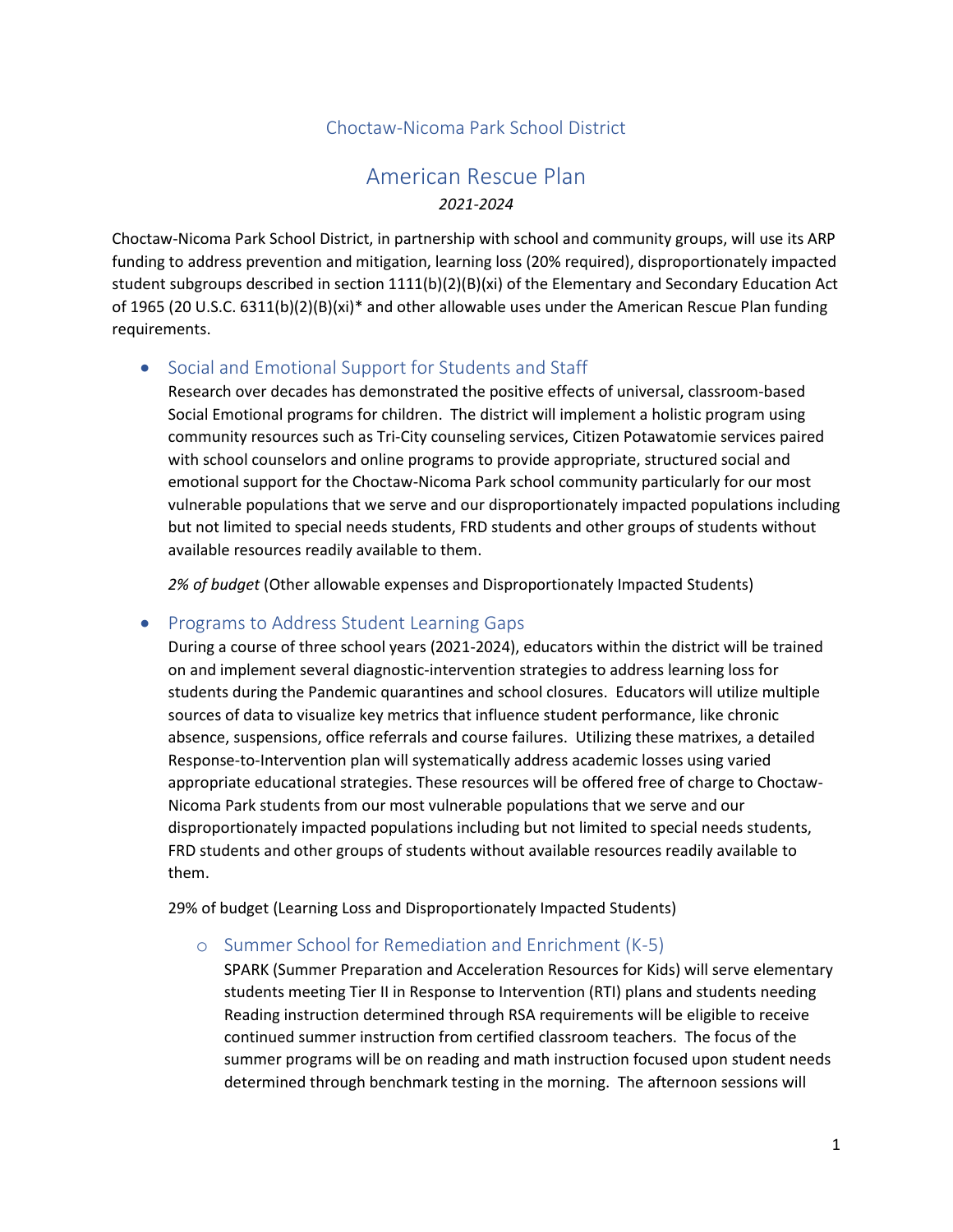# Choctaw-Nicoma Park School District

## American Rescue Plan

*2021-2024*

Choctaw-Nicoma Park School District, in partnership with school and community groups, will use its ARP funding to address prevention and mitigation, learning loss (20% required), disproportionately impacted student subgroups described in section 1111(b)(2)(B)(xi) of the Elementary and Secondary Education Act of 1965 (20 U.S.C. 6311(b)(2)(B)(xi)* and other allowable uses under the American Rescue Plan funding requirements.

- ### Social and Emotional Support for Students and Staff

  Research over decades has demonstrated the positive effects of universal, classroom-based Social Emotional programs for children. The district will implement a holistic program using community resources such as Tri-City counseling services, Citizen Potawatomie services paired with school counselors and online programs to provide appropriate, structured social and emotional support for the Choctaw-Nicoma Park school community particularly for our most vulnerable populations that we serve and our disproportionately impacted populations including but not limited to special needs students, FRD students and other groups of students without available resources readily available to them.

  *2% of budget* (Other allowable expenses and Disproportionately Impacted Students)

- ### Programs to Address Student Learning Gaps

  During a course of three school years (2021-2024), educators within the district will be trained on and implement several diagnostic-intervention strategies to address learning loss for students during the Pandemic quarantines and school closures. Educators will utilize multiple sources of data to visualize key metrics that influence student performance, like chronic absence, suspensions, office referrals and course failures. Utilizing these matrixes, a detailed Response-to-Intervention plan will systematically address academic losses using varied appropriate educational strategies. These resources will be offered free of charge to Choctaw-Nicoma Park students from our most vulnerable populations that we serve and our disproportionately impacted populations including but not limited to special needs students, FRD students and other groups of students without available resources readily available to them.

  29% of budget (Learning Loss and Disproportionately Impacted Students)

  - #### Summer School for Remediation and Enrichment (K-5)

    SPARK (Summer Preparation and Acceleration Resources for Kids) will serve elementary students meeting Tier II in Response to Intervention (RTI) plans and students needing Reading instruction determined through RSA requirements will be eligible to receive continued summer instruction from certified classroom teachers. The focus of the summer programs will be on reading and math instruction focused upon student needs determined through benchmark testing in the morning. The afternoon sessions will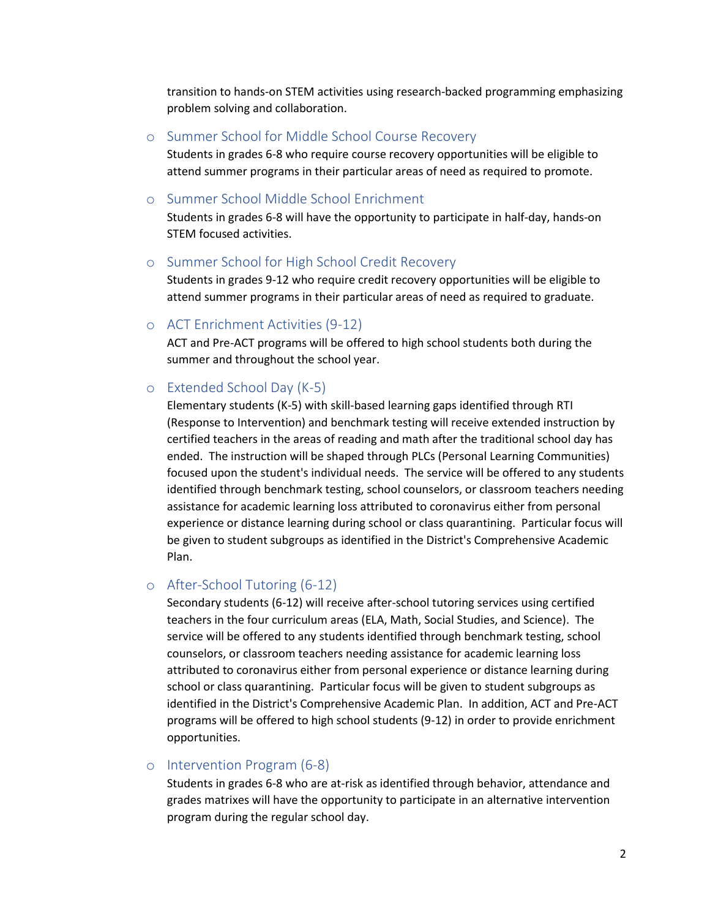transition to hands-on STEM activities using research-backed programming emphasizing problem solving and collaboration.

- ### Summer School for Middle School Course Recovery

  Students in grades 6-8 who require course recovery opportunities will be eligible to attend summer programs in their particular areas of need as required to promote.

- ### Summer School Middle School Enrichment

  Students in grades 6-8 will have the opportunity to participate in half-day, hands-on STEM focused activities.

- ### Summer School for High School Credit Recovery

  Students in grades 9-12 who require credit recovery opportunities will be eligible to attend summer programs in their particular areas of need as required to graduate.

- ### ACT Enrichment Activities (9-12)

  ACT and Pre-ACT programs will be offered to high school students both during the summer and throughout the school year.

- ### Extended School Day (K-5)

  Elementary students (K-5) with skill-based learning gaps identified through RTI (Response to Intervention) and benchmark testing will receive extended instruction by certified teachers in the areas of reading and math after the traditional school day has ended. The instruction will be shaped through PLCs (Personal Learning Communities) focused upon the student's individual needs. The service will be offered to any students identified through benchmark testing, school counselors, or classroom teachers needing assistance for academic learning loss attributed to coronavirus either from personal experience or distance learning during school or class quarantining. Particular focus will be given to student subgroups as identified in the District's Comprehensive Academic Plan.

- ### After-School Tutoring (6-12)

  Secondary students (6-12) will receive after-school tutoring services using certified teachers in the four curriculum areas (ELA, Math, Social Studies, and Science). The service will be offered to any students identified through benchmark testing, school counselors, or classroom teachers needing assistance for academic learning loss attributed to coronavirus either from personal experience or distance learning during school or class quarantining. Particular focus will be given to student subgroups as identified in the District's Comprehensive Academic Plan. In addition, ACT and Pre-ACT programs will be offered to high school students (9-12) in order to provide enrichment opportunities.

- ### Intervention Program (6-8)

  Students in grades 6-8 who are at-risk as identified through behavior, attendance and grades matrixes will have the opportunity to participate in an alternative intervention program during the regular school day.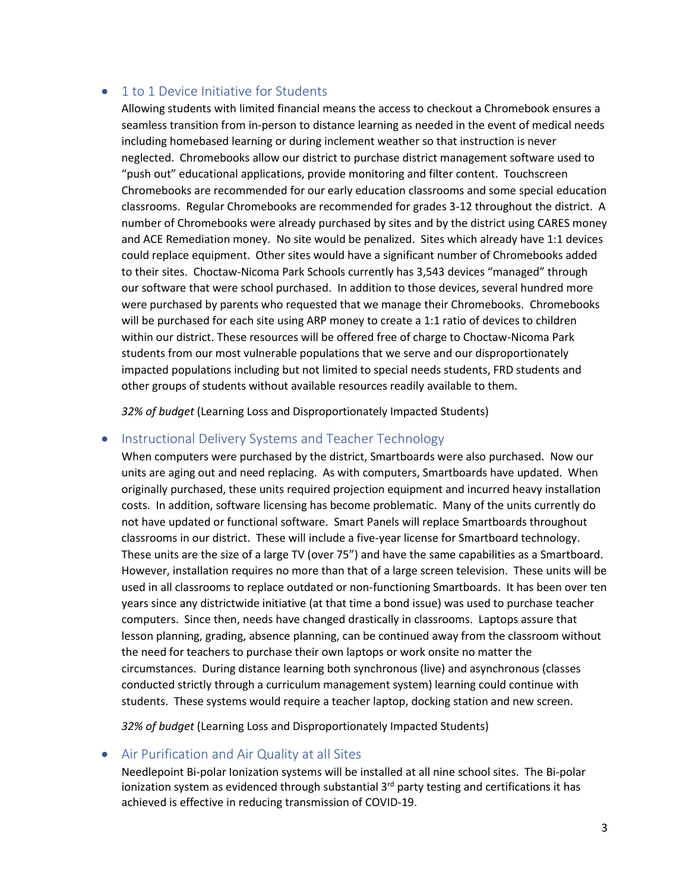- ## 1 to 1 Device Initiative for Students

  Allowing students with limited financial means the access to checkout a Chromebook ensures a seamless transition from in-person to distance learning as needed in the event of medical needs including homebased learning or during inclement weather so that instruction is never neglected. Chromebooks allow our district to purchase district management software used to "push out" educational applications, provide monitoring and filter content. Touchscreen Chromebooks are recommended for our early education classrooms and some special education classrooms. Regular Chromebooks are recommended for grades 3-12 throughout the district. A number of Chromebooks were already purchased by sites and by the district using CARES money and ACE Remediation money. No site would be penalized. Sites which already have 1:1 devices could replace equipment. Other sites would have a significant number of Chromebooks added to their sites. Choctaw-Nicoma Park Schools currently has 3,543 devices "managed" through our software that were school purchased. In addition to those devices, several hundred more were purchased by parents who requested that we manage their Chromebooks. Chromebooks will be purchased for each site using ARP money to create a 1:1 ratio of devices to children within our district. These resources will be offered free of charge to Choctaw-Nicoma Park students from our most vulnerable populations that we serve and our disproportionately impacted populations including but not limited to special needs students, FRD students and other groups of students without available resources readily available to them.

  *32% of budget* (Learning Loss and Disproportionately Impacted Students)

- ## Instructional Delivery Systems and Teacher Technology

  When computers were purchased by the district, Smartboards were also purchased. Now our units are aging out and need replacing. As with computers, Smartboards have updated. When originally purchased, these units required projection equipment and incurred heavy installation costs. In addition, software licensing has become problematic. Many of the units currently do not have updated or functional software. Smart Panels will replace Smartboards throughout classrooms in our district. These will include a five-year license for Smartboard technology. These units are the size of a large TV (over 75") and have the same capabilities as a Smartboard. However, installation requires no more than that of a large screen television. These units will be used in all classrooms to replace outdated or non-functioning Smartboards. It has been over ten years since any districtwide initiative (at that time a bond issue) was used to purchase teacher computers. Since then, needs have changed drastically in classrooms. Laptops assure that lesson planning, grading, absence planning, can be continued away from the classroom without the need for teachers to purchase their own laptops or work onsite no matter the circumstances. During distance learning both synchronous (live) and asynchronous (classes conducted strictly through a curriculum management system) learning could continue with students. These systems would require a teacher laptop, docking station and new screen.

  *32% of budget* (Learning Loss and Disproportionately Impacted Students)

- ## Air Purification and Air Quality at all Sites

  Needlepoint Bi-polar Ionization systems will be installed at all nine school sites. The Bi-polar ionization system as evidenced through substantial 3rd party testing and certifications it has achieved is effective in reducing transmission of COVID-19.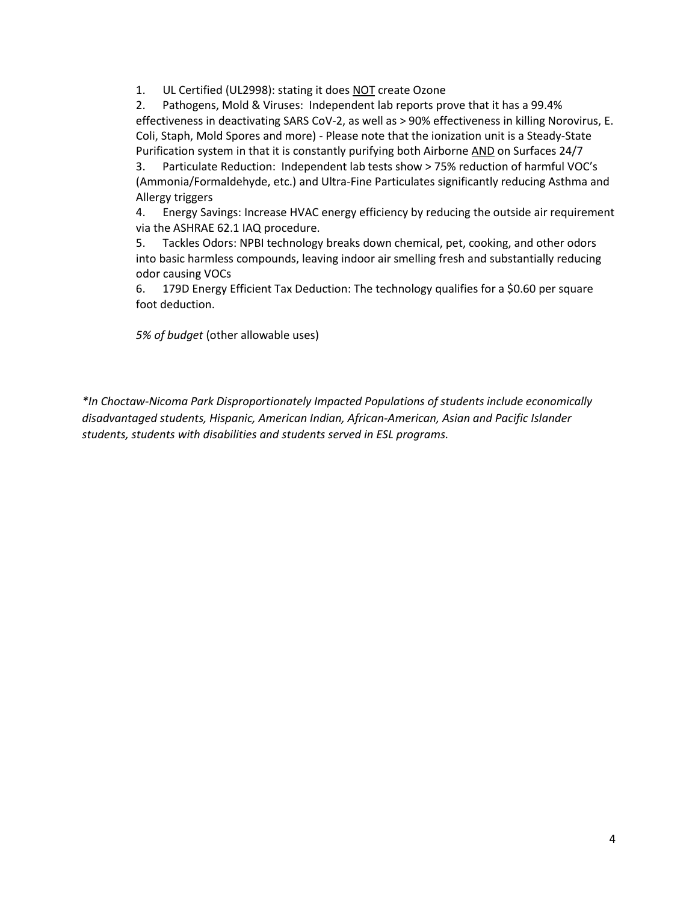1. UL Certified (UL2998): stating it does <u>NOT</u> create Ozone
2. Pathogens, Mold & Viruses: Independent lab reports prove that it has a 99.4% effectiveness in deactivating SARS CoV-2, as well as > 90% effectiveness in killing Norovirus, E. Coli, Staph, Mold Spores and more) - Please note that the ionization unit is a Steady-State Purification system in that it is constantly purifying both Airborne <u>AND</u> on Surfaces 24/7
3. Particulate Reduction: Independent lab tests show > 75% reduction of harmful VOC's (Ammonia/Formaldehyde, etc.) and Ultra-Fine Particulates significantly reducing Asthma and Allergy triggers
4. Energy Savings: Increase HVAC energy efficiency by reducing the outside air requirement via the ASHRAE 62.1 IAQ procedure.
5. Tackles Odors: NPBI technology breaks down chemical, pet, cooking, and other odors into basic harmless compounds, leaving indoor air smelling fresh and substantially reducing odor causing VOCs
6. 179D Energy Efficient Tax Deduction: The technology qualifies for a $0.60 per square foot deduction.

*5% of budget* (other allowable uses)

*\*In Choctaw-Nicoma Park Disproportionately Impacted Populations of students include economically disadvantaged students, Hispanic, American Indian, African-American, Asian and Pacific Islander students, students with disabilities and students served in ESL programs.*